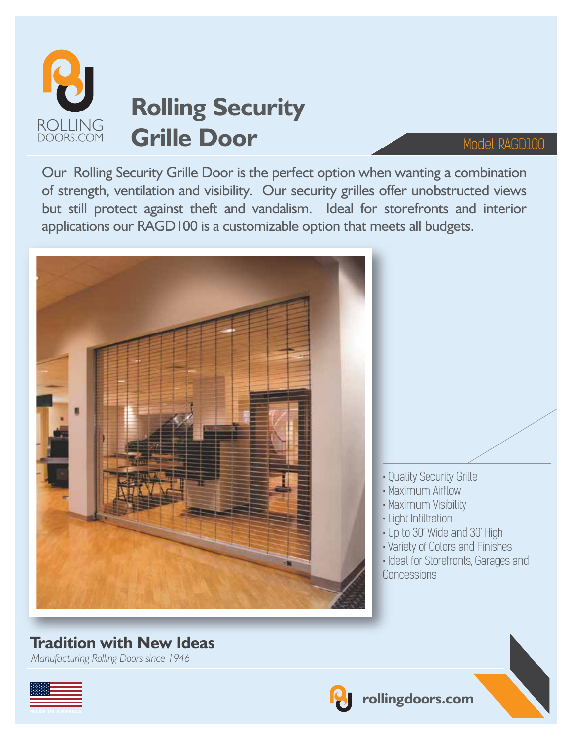ROLLING DOORS.COM

# Rolling Security Grille Door

Model RAGD100

Our Rolling Security Grille Door is the perfect option when wanting a combination of strength, ventilation and visibility. Our security grilles offer unobstructed views but still protect against theft and vandalism. Ideal for storefronts and interior applications our RAGD100 is a customizable option that meets all budgets.

- Quality Security Grille
- Maximum Airflow
- Maximum Visibility
- Light Infiltration
- Up to 30' Wide and 30' High
- Variety of Colors and Finishes
- Ideal for Storefronts, Garages and Concessions

## Tradition with New Ideas

*Manufacturing Rolling Doors since 1946*

MADE IN AMERICA

rollingdoors.com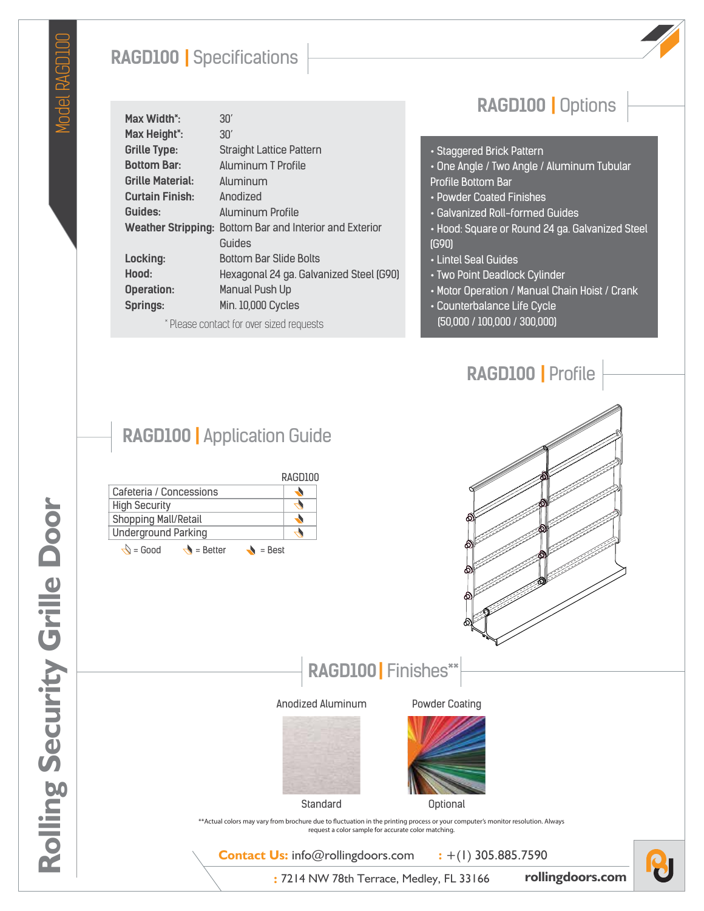Model RAGD100

Rolling Security Grille Door

## RAGD100 | Specifications

| | |
|---|---|
| **Max Width*:** | 30′ |
| **Max Height*:** | 30′ |
| **Grille Type:** | Straight Lattice Pattern |
| **Bottom Bar:** | Aluminum T Profile |
| **Grille Material:** | Aluminum |
| **Curtain Finish:** | Anodized |
| **Guides:** | Aluminum Profile |
| **Weather Stripping:** | Bottom Bar and Interior and Exterior Guides |
| **Locking:** | Bottom Bar Slide Bolts |
| **Hood:** | Hexagonal 24 ga. Galvanized Steel (G90) |
| **Operation:** | Manual Push Up |
| **Springs:** | Min. 10,000 Cycles |

* Please contact for over sized requests

## RAGD100 | Options

- Staggered Brick Pattern
- One Angle / Two Angle / Aluminum Tubular Profile Bottom Bar
- Powder Coated Finishes
- Galvanized Roll-formed Guides
- Hood: Square or Round 24 ga. Galvanized Steel (G90)
- Lintel Seal Guides
- Two Point Deadlock Cylinder
- Motor Operation / Manual Chain Hoist / Crank
- Counterbalance Life Cycle (50,000 / 100,000 / 300,000)

## RAGD100 | Profile

## RAGD100 | Application Guide

| | RAGD100 |
|---|---|
| Cafeteria / Concessions | Best |
| High Security | Better |
| Shopping Mall/Retail | Best |
| Underground Parking | Better |

= Good   = Better   = Best

## RAGD100 | Finishes**

Anodized Aluminum — Standard

Powder Coating — Optional

**Actual colors may vary from brochure due to fluctuation in the printing process or your computer's monitor resolution. Always request a color sample for accurate color matching.

**Contact Us:** info@rollingdoors.com : +(1) 305.885.7590

: 7214 NW 78th Terrace, Medley, FL 33166 rollingdoors.com